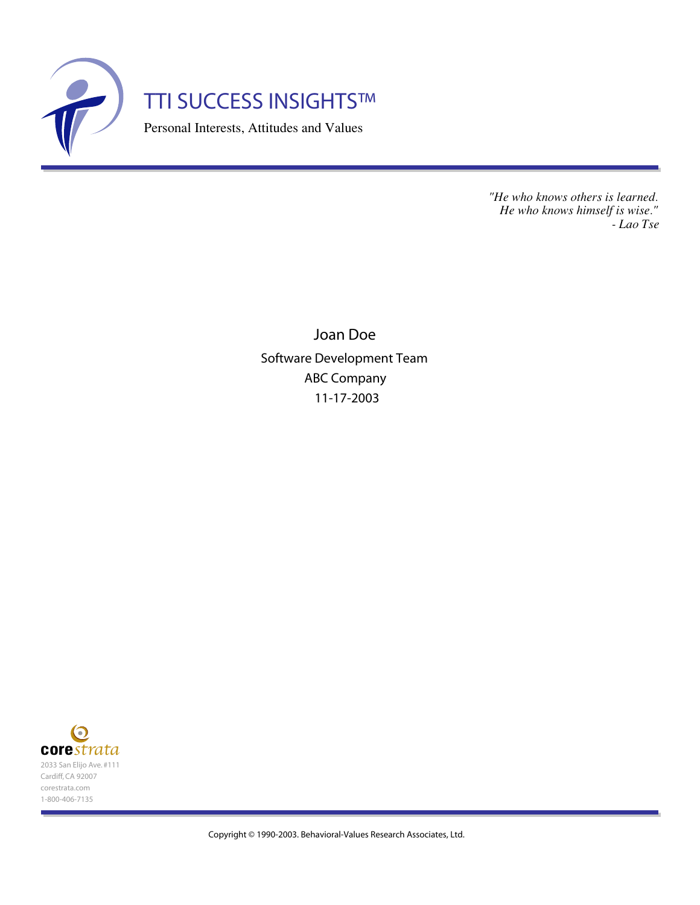# TTI SUCCESS INSIGHTS™

Personal Interests, Attitudes and Values

*"He who knows others is learned.*
*He who knows himself is wise."*
*- Lao Tse*

Joan Doe

Software Development Team

ABC Company

11-17-2003

corestrata
2033 San Elijo Ave. #111
Cardiff, CA 92007
corestrata.com
1-800-406-7135

Copyright © 1990-2003. Behavioral-Values Research Associates, Ltd.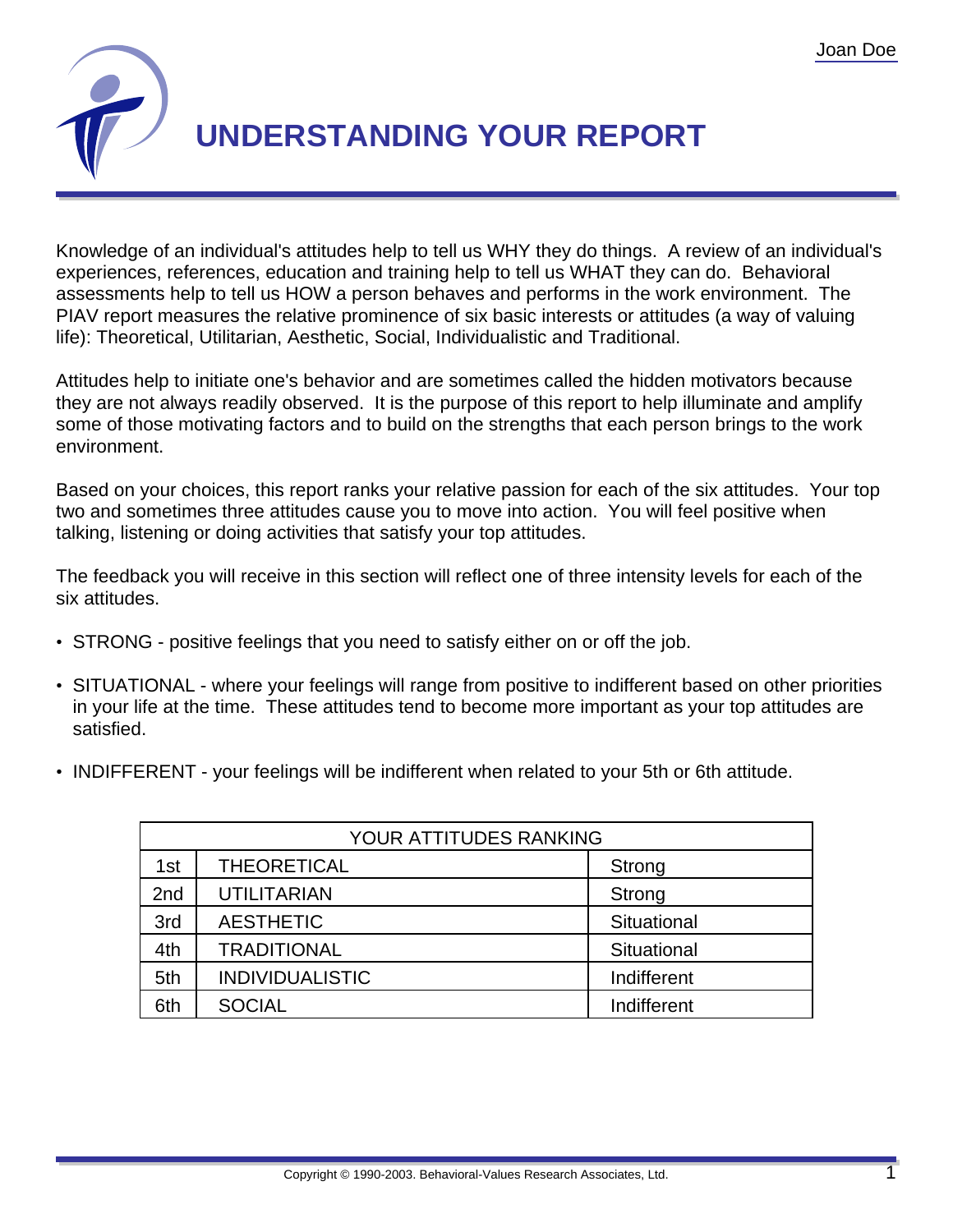# UNDERSTANDING YOUR REPORT

Knowledge of an individual's attitudes help to tell us WHY they do things. A review of an individual's experiences, references, education and training help to tell us WHAT they can do. Behavioral assessments help to tell us HOW a person behaves and performs in the work environment. The PIAV report measures the relative prominence of six basic interests or attitudes (a way of valuing life): Theoretical, Utilitarian, Aesthetic, Social, Individualistic and Traditional.

Attitudes help to initiate one's behavior and are sometimes called the hidden motivators because they are not always readily observed. It is the purpose of this report to help illuminate and amplify some of those motivating factors and to build on the strengths that each person brings to the work environment.

Based on your choices, this report ranks your relative passion for each of the six attitudes. Your top two and sometimes three attitudes cause you to move into action. You will feel positive when talking, listening or doing activities that satisfy your top attitudes.

The feedback you will receive in this section will reflect one of three intensity levels for each of the six attitudes.

- STRONG - positive feelings that you need to satisfy either on or off the job.
- SITUATIONAL - where your feelings will range from positive to indifferent based on other priorities in your life at the time. These attitudes tend to become more important as your top attitudes are satisfied.
- INDIFFERENT - your feelings will be indifferent when related to your 5th or 6th attitude.

| YOUR ATTITUDES RANKING | | |
|---|---|---|
| 1st | THEORETICAL | Strong |
| 2nd | UTILITARIAN | Strong |
| 3rd | AESTHETIC | Situational |
| 4th | TRADITIONAL | Situational |
| 5th | INDIVIDUALISTIC | Indifferent |
| 6th | SOCIAL | Indifferent |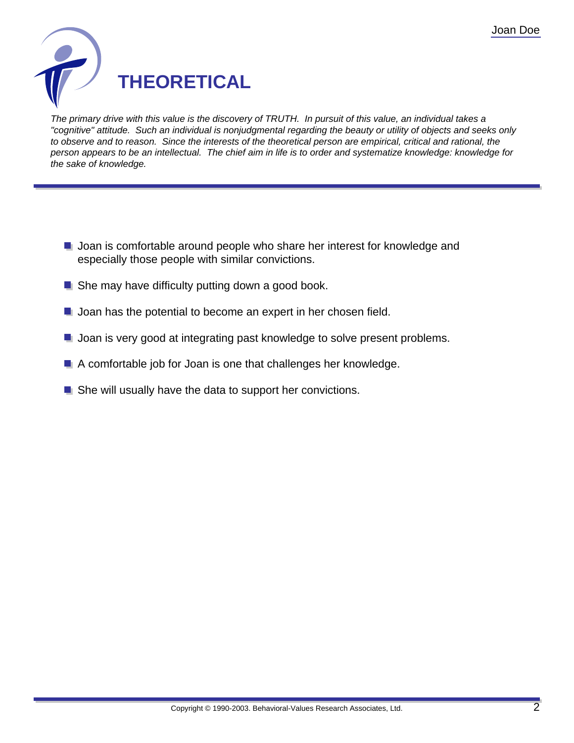# THEORETICAL

*The primary drive with this value is the discovery of TRUTH. In pursuit of this value, an individual takes a "cognitive" attitude. Such an individual is nonjudgmental regarding the beauty or utility of objects and seeks only to observe and to reason. Since the interests of the theoretical person are empirical, critical and rational, the person appears to be an intellectual. The chief aim in life is to order and systematize knowledge: knowledge for the sake of knowledge.*

- Joan is comfortable around people who share her interest for knowledge and especially those people with similar convictions.
- She may have difficulty putting down a good book.
- Joan has the potential to become an expert in her chosen field.
- Joan is very good at integrating past knowledge to solve present problems.
- A comfortable job for Joan is one that challenges her knowledge.
- She will usually have the data to support her convictions.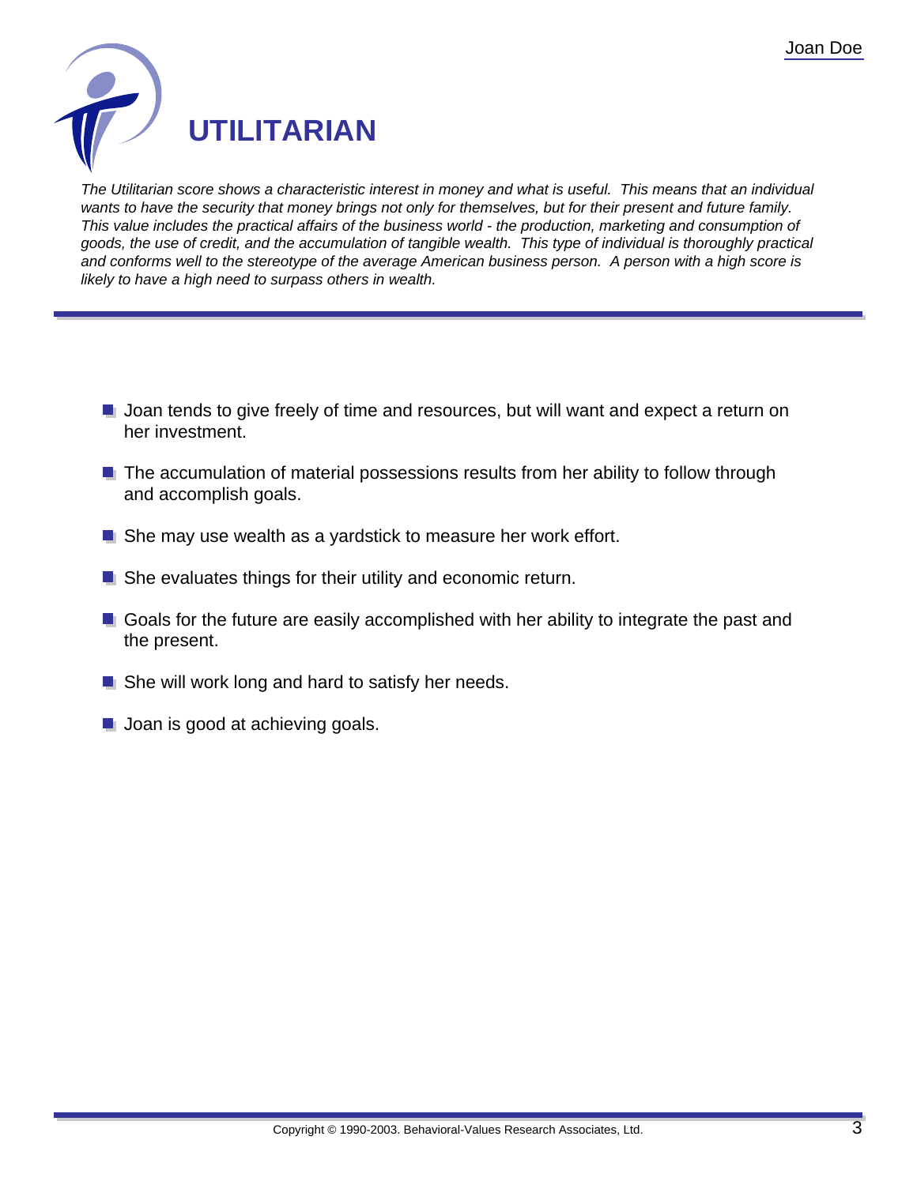# UTILITARIAN

*The Utilitarian score shows a characteristic interest in money and what is useful. This means that an individual wants to have the security that money brings not only for themselves, but for their present and future family. This value includes the practical affairs of the business world - the production, marketing and consumption of goods, the use of credit, and the accumulation of tangible wealth. This type of individual is thoroughly practical and conforms well to the stereotype of the average American business person. A person with a high score is likely to have a high need to surpass others in wealth.*

- Joan tends to give freely of time and resources, but will want and expect a return on her investment.
- The accumulation of material possessions results from her ability to follow through and accomplish goals.
- She may use wealth as a yardstick to measure her work effort.
- She evaluates things for their utility and economic return.
- Goals for the future are easily accomplished with her ability to integrate the past and the present.
- She will work long and hard to satisfy her needs.
- Joan is good at achieving goals.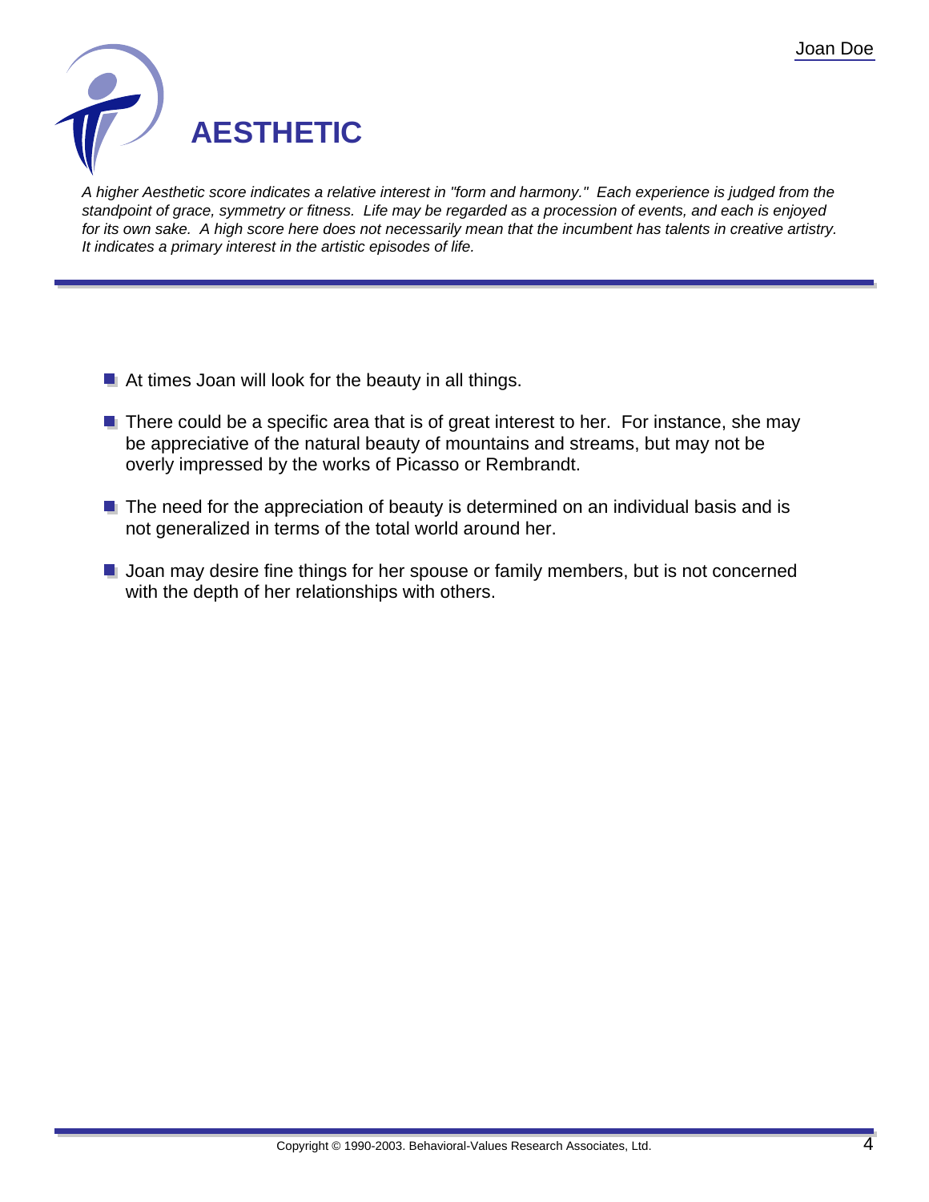# AESTHETIC

*A higher Aesthetic score indicates a relative interest in "form and harmony." Each experience is judged from the standpoint of grace, symmetry or fitness. Life may be regarded as a procession of events, and each is enjoyed for its own sake. A high score here does not necessarily mean that the incumbent has talents in creative artistry. It indicates a primary interest in the artistic episodes of life.*

- At times Joan will look for the beauty in all things.
- There could be a specific area that is of great interest to her. For instance, she may be appreciative of the natural beauty of mountains and streams, but may not be overly impressed by the works of Picasso or Rembrandt.
- The need for the appreciation of beauty is determined on an individual basis and is not generalized in terms of the total world around her.
- Joan may desire fine things for her spouse or family members, but is not concerned with the depth of her relationships with others.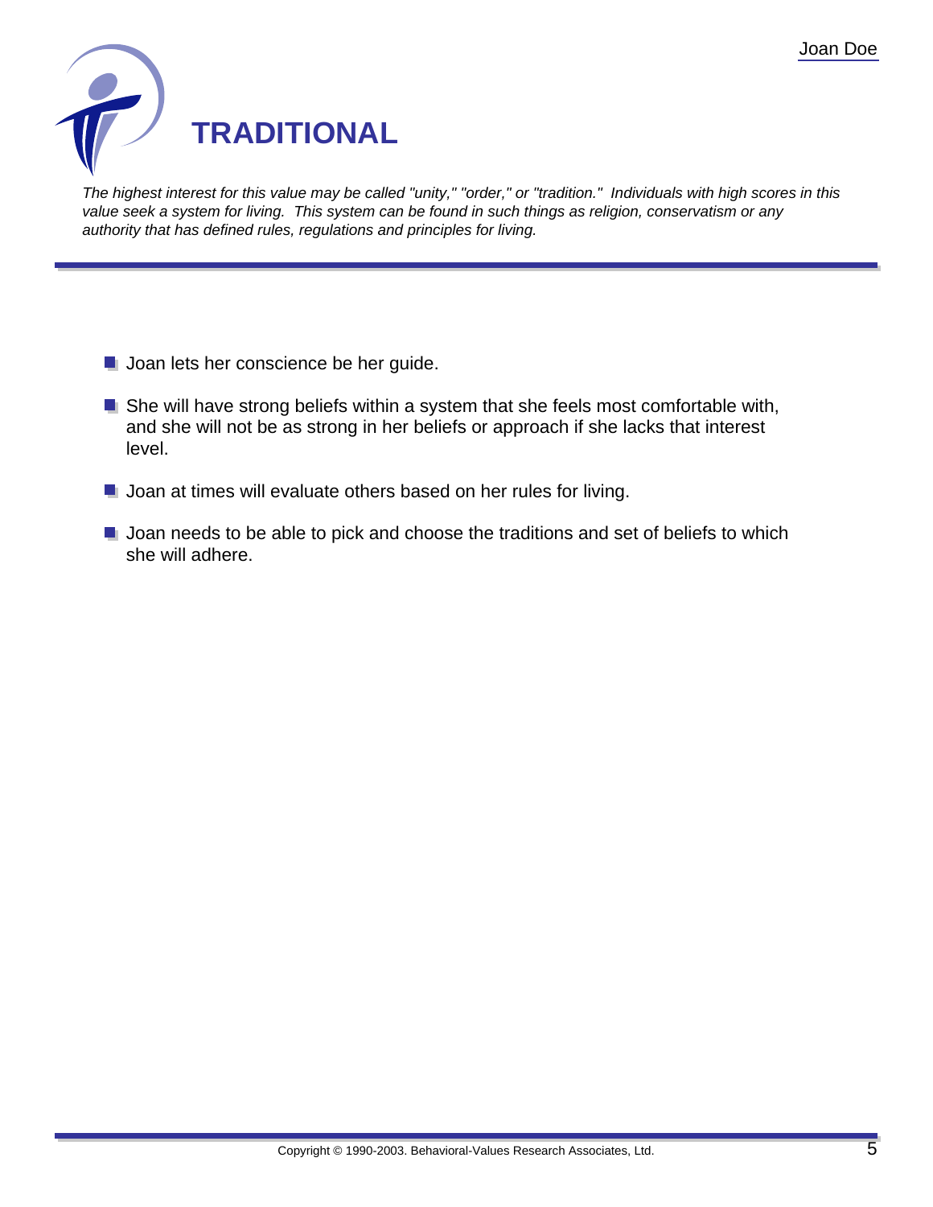# TRADITIONAL

*The highest interest for this value may be called "unity," "order," or "tradition." Individuals with high scores in this value seek a system for living. This system can be found in such things as religion, conservatism or any authority that has defined rules, regulations and principles for living.*

- Joan lets her conscience be her guide.
- She will have strong beliefs within a system that she feels most comfortable with, and she will not be as strong in her beliefs or approach if she lacks that interest level.
- Joan at times will evaluate others based on her rules for living.
- Joan needs to be able to pick and choose the traditions and set of beliefs to which she will adhere.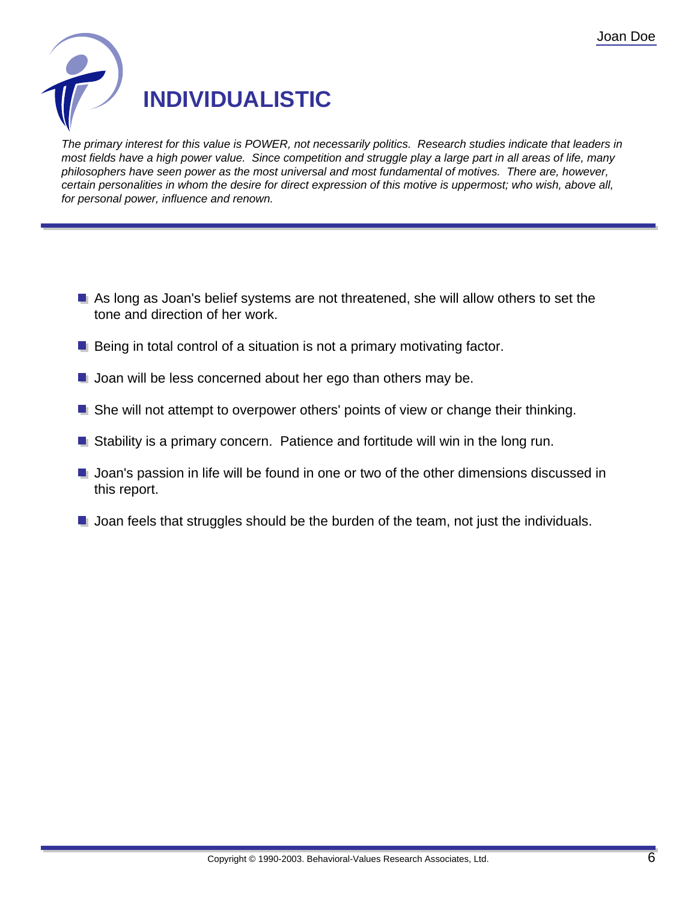# INDIVIDUALISTIC

*The primary interest for this value is POWER, not necessarily politics. Research studies indicate that leaders in most fields have a high power value. Since competition and struggle play a large part in all areas of life, many philosophers have seen power as the most universal and most fundamental of motives. There are, however, certain personalities in whom the desire for direct expression of this motive is uppermost; who wish, above all, for personal power, influence and renown.*

---

- As long as Joan's belief systems are not threatened, she will allow others to set the tone and direction of her work.
- Being in total control of a situation is not a primary motivating factor.
- Joan will be less concerned about her ego than others may be.
- She will not attempt to overpower others' points of view or change their thinking.
- Stability is a primary concern. Patience and fortitude will win in the long run.
- Joan's passion in life will be found in one or two of the other dimensions discussed in this report.
- Joan feels that struggles should be the burden of the team, not just the individuals.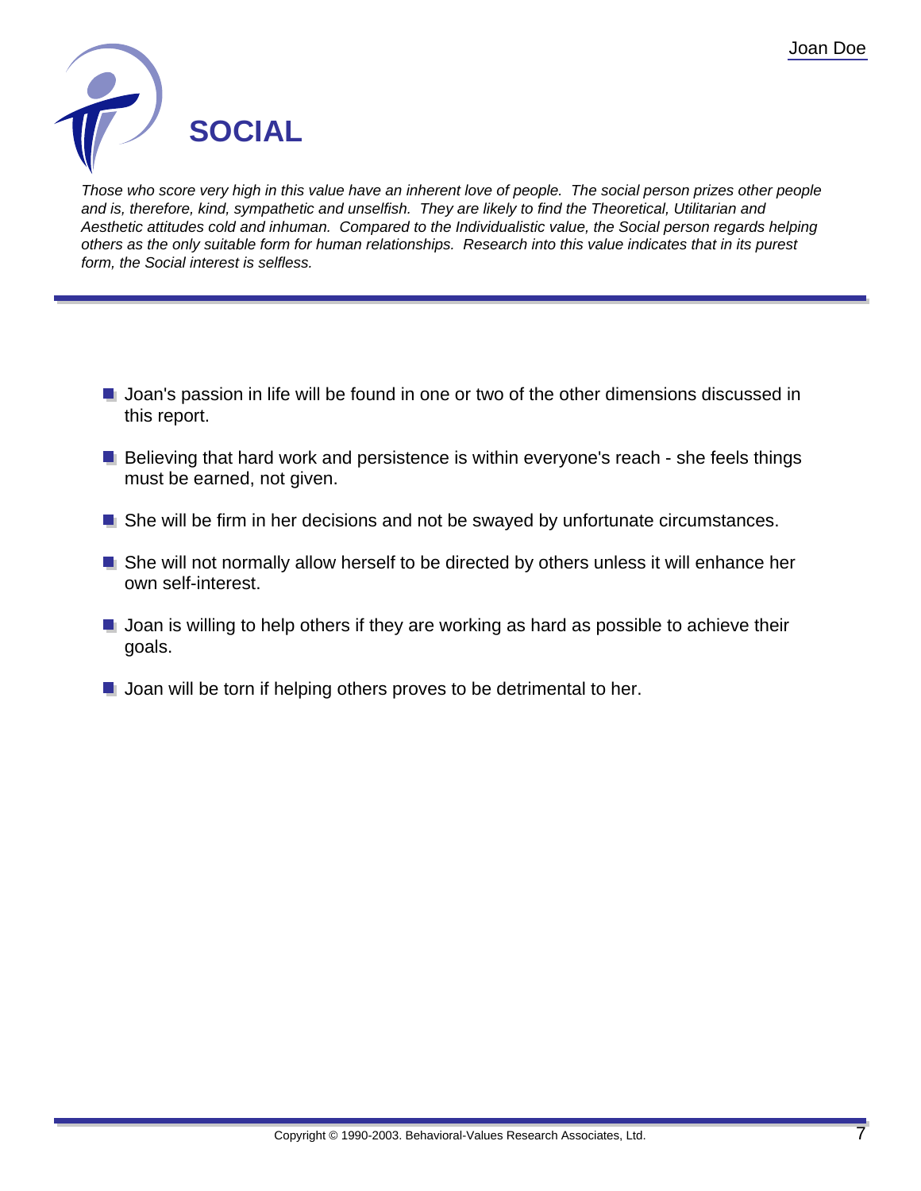# SOCIAL

*Those who score very high in this value have an inherent love of people. The social person prizes other people and is, therefore, kind, sympathetic and unselfish. They are likely to find the Theoretical, Utilitarian and Aesthetic attitudes cold and inhuman. Compared to the Individualistic value, the Social person regards helping others as the only suitable form for human relationships. Research into this value indicates that in its purest form, the Social interest is selfless.*

---

- Joan's passion in life will be found in one or two of the other dimensions discussed in this report.
- Believing that hard work and persistence is within everyone's reach - she feels things must be earned, not given.
- She will be firm in her decisions and not be swayed by unfortunate circumstances.
- She will not normally allow herself to be directed by others unless it will enhance her own self-interest.
- Joan is willing to help others if they are working as hard as possible to achieve their goals.
- Joan will be torn if helping others proves to be detrimental to her.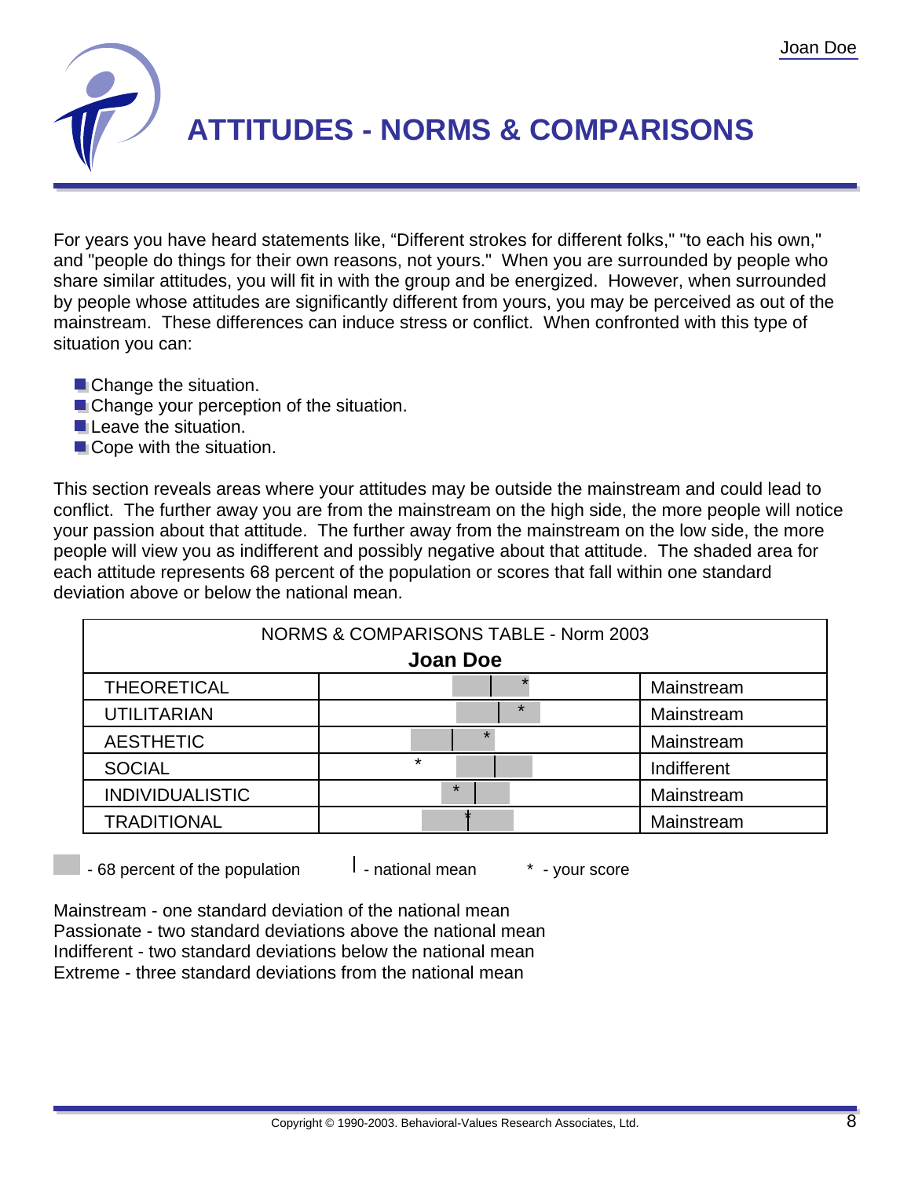# ATTITUDES - NORMS & COMPARISONS

For years you have heard statements like, "Different strokes for different folks," "to each his own," and "people do things for their own reasons, not yours." When you are surrounded by people who share similar attitudes, you will fit in with the group and be energized. However, when surrounded by people whose attitudes are significantly different from yours, you may be perceived as out of the mainstream. These differences can induce stress or conflict. When confronted with this type of situation you can:

- Change the situation.
- Change your perception of the situation.
- Leave the situation.
- Cope with the situation.

This section reveals areas where your attitudes may be outside the mainstream and could lead to conflict. The further away you are from the mainstream on the high side, the more people will notice your passion about that attitude. The further away from the mainstream on the low side, the more people will view you as indifferent and possibly negative about that attitude. The shaded area for each attitude represents 68 percent of the population or scores that fall within one standard deviation above or below the national mean.

| NORMS & COMPARISONS TABLE - Norm 2003 | | |
|---|---|---|
| **Joan Doe** | | |
| THEORETICAL | | Mainstream |
| UTILITARIAN | | Mainstream |
| AESTHETIC | | Mainstream |
| SOCIAL | | Indifferent |
| INDIVIDUALISTIC | | Mainstream |
| TRADITIONAL | | Mainstream |

- 68 percent of the population | - national mean * - your score

Mainstream - one standard deviation of the national mean
Passionate - two standard deviations above the national mean
Indifferent - two standard deviations below the national mean
Extreme - three standard deviations from the national mean

Copyright © 1990-2003. Behavioral-Values Research Associates, Ltd.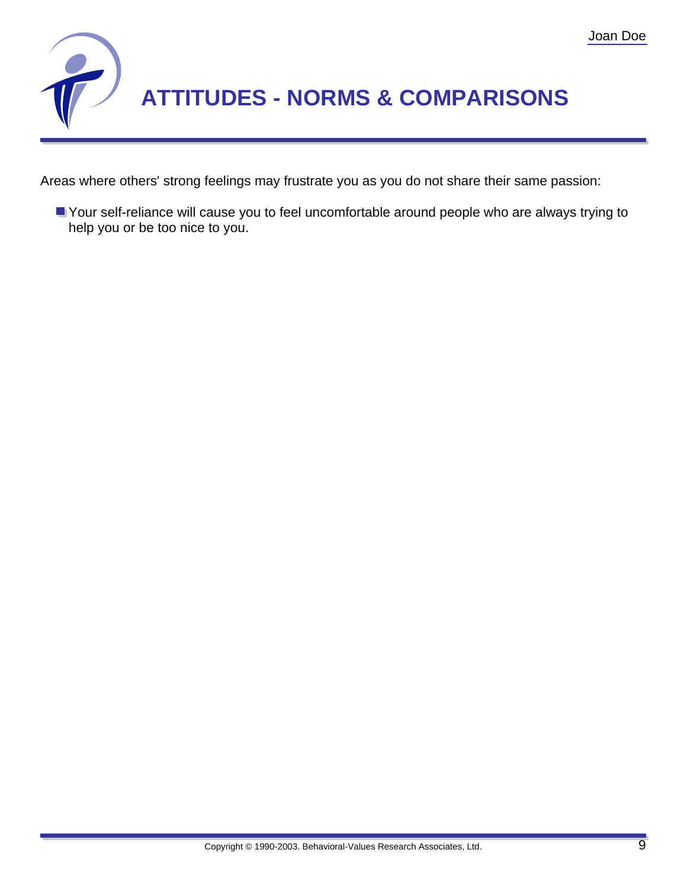# ATTITUDES - NORMS & COMPARISONS

Areas where others' strong feelings may frustrate you as you do not share their same passion:

- Your self-reliance will cause you to feel uncomfortable around people who are always trying to help you or be too nice to you.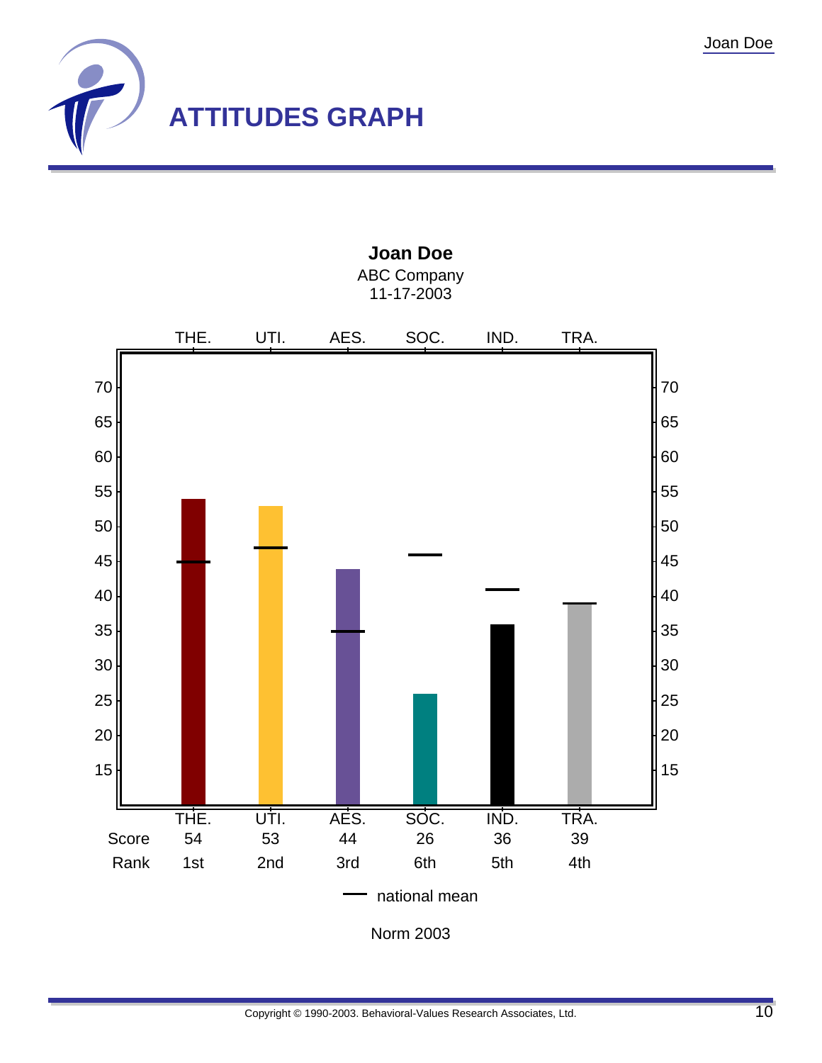# ATTITUDES GRAPH

**Joan Doe**
ABC Company
11-17-2003

| | THE. | UTI. | AES. | SOC. | IND. | TRA. |
|---|---|---|---|---|---|---|
| Score | 54 | 53 | 44 | 26 | 36 | 39 |
| Rank | 1st | 2nd | 3rd | 6th | 5th | 4th |

— national mean

Norm 2003

Copyright © 1990-2003. Behavioral-Values Research Associates, Ltd.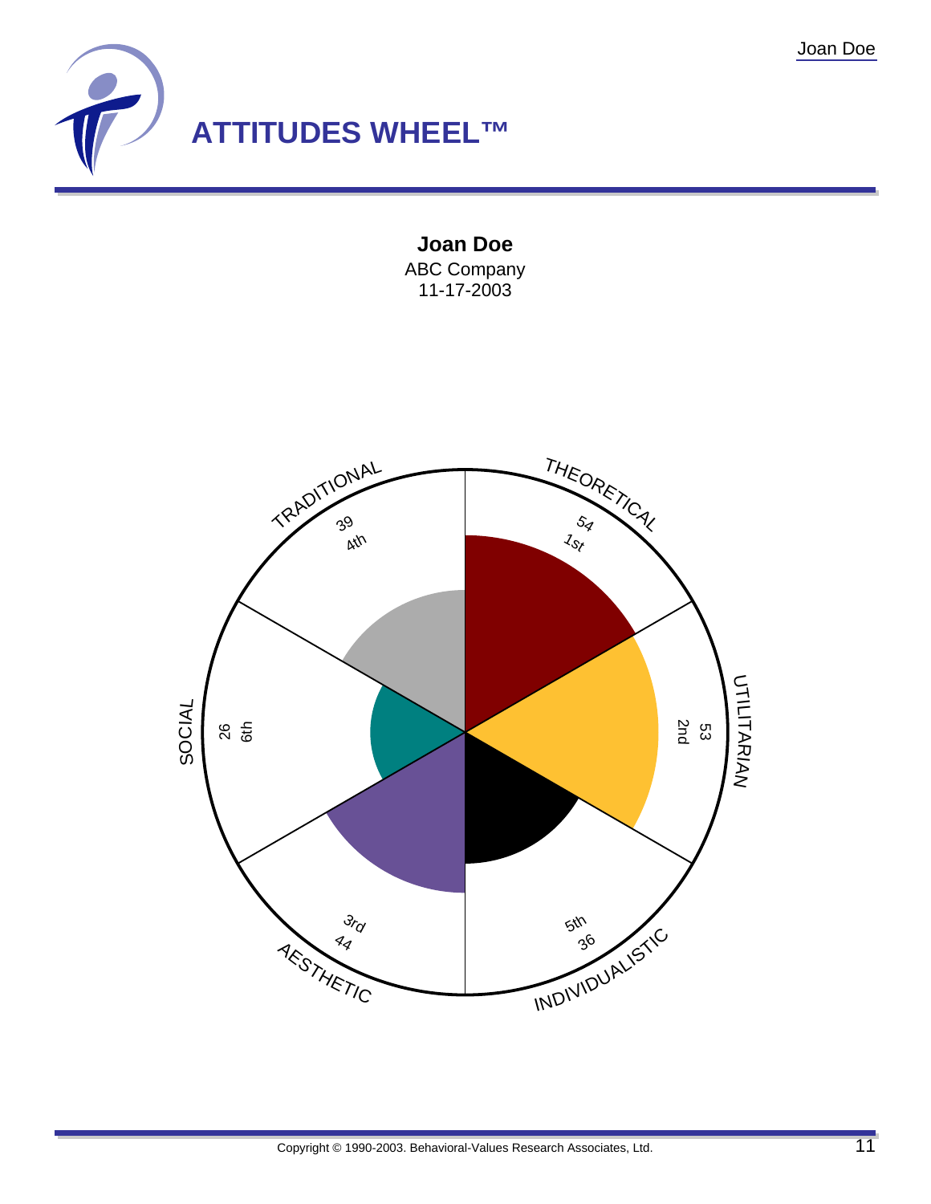# ATTITUDES WHEEL™

**Joan Doe**
ABC Company
11-17-2003

THEORETICAL
54
1st

UTILITARIAN
53
2nd

INDIVIDUALISTIC
36
5th

AESTHETIC
44
3rd

SOCIAL
26
6th

TRADITIONAL
39
4th

Copyright © 1990-2003. Behavioral-Values Research Associates, Ltd.